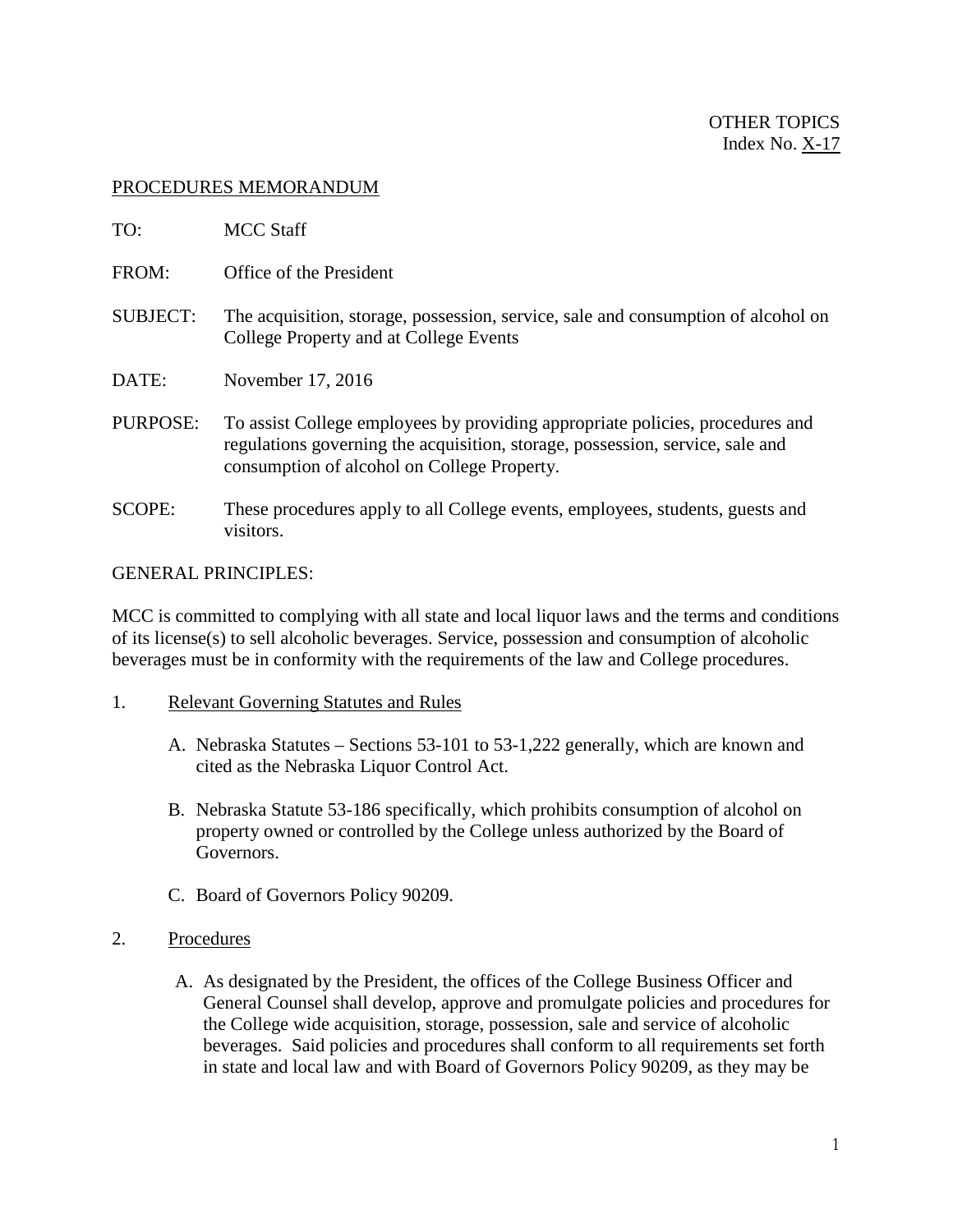OTHER TOPICS
Index No. X-17

PROCEDURES MEMORANDUM

TO: MCC Staff

FROM: Office of the President

SUBJECT: The acquisition, storage, possession, service, sale and consumption of alcohol on College Property and at College Events

DATE: November 17, 2016

PURPOSE: To assist College employees by providing appropriate policies, procedures and regulations governing the acquisition, storage, possession, service, sale and consumption of alcohol on College Property.

SCOPE: These procedures apply to all College events, employees, students, guests and visitors.

GENERAL PRINCIPLES:

MCC is committed to complying with all state and local liquor laws and the terms and conditions of its license(s) to sell alcoholic beverages. Service, possession and consumption of alcoholic beverages must be in conformity with the requirements of the law and College procedures.

1. Relevant Governing Statutes and Rules

   A. Nebraska Statutes – Sections 53-101 to 53-1,222 generally, which are known and cited as the Nebraska Liquor Control Act.

   B. Nebraska Statute 53-186 specifically, which prohibits consumption of alcohol on property owned or controlled by the College unless authorized by the Board of Governors.

   C. Board of Governors Policy 90209.

2. Procedures

   A. As designated by the President, the offices of the College Business Officer and General Counsel shall develop, approve and promulgate policies and procedures for the College wide acquisition, storage, possession, sale and service of alcoholic beverages. Said policies and procedures shall conform to all requirements set forth in state and local law and with Board of Governors Policy 90209, as they may be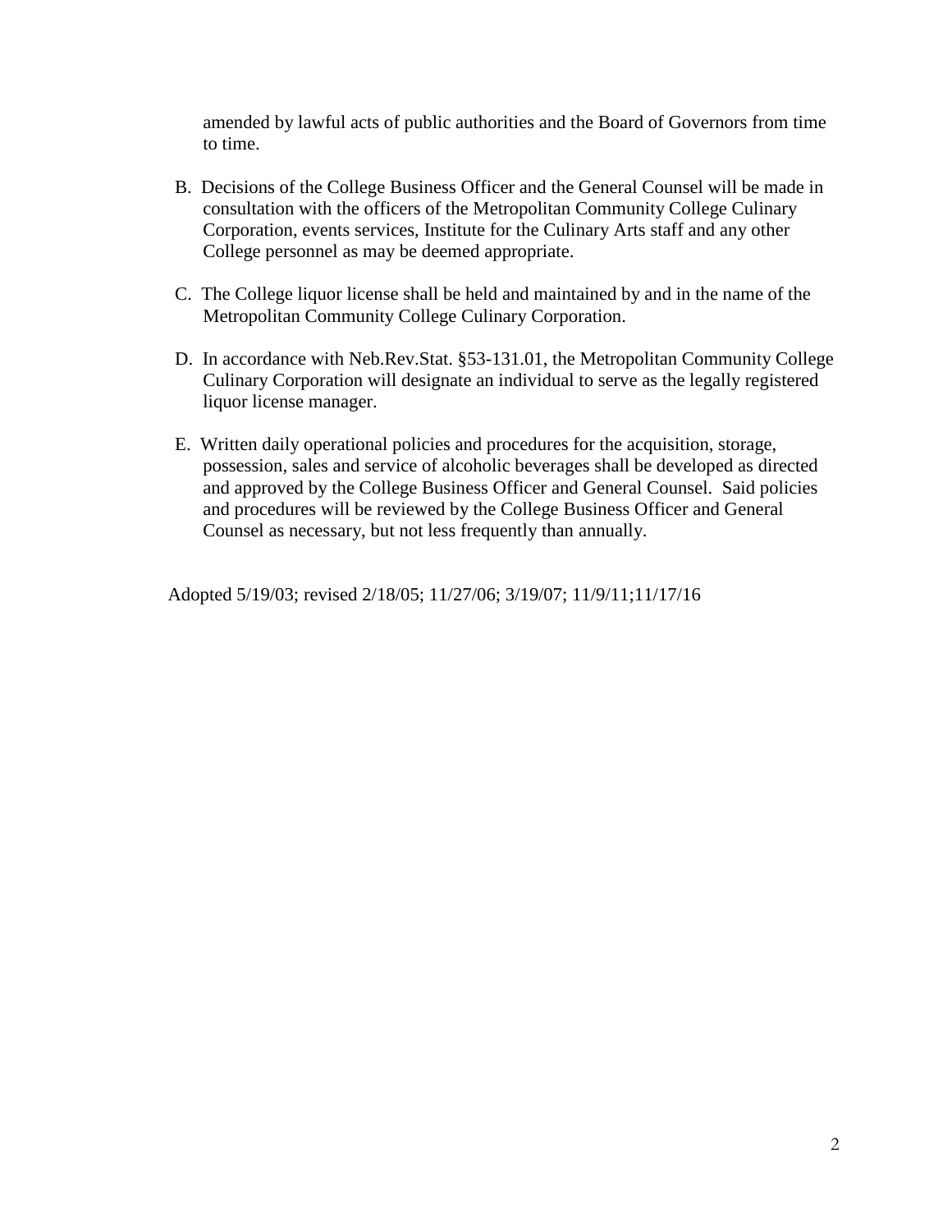amended by lawful acts of public authorities and the Board of Governors from time to time.

B. Decisions of the College Business Officer and the General Counsel will be made in consultation with the officers of the Metropolitan Community College Culinary Corporation, events services, Institute for the Culinary Arts staff and any other College personnel as may be deemed appropriate.

C. The College liquor license shall be held and maintained by and in the name of the Metropolitan Community College Culinary Corporation.

D. In accordance with Neb.Rev.Stat. §53-131.01, the Metropolitan Community College Culinary Corporation will designate an individual to serve as the legally registered liquor license manager.

E. Written daily operational policies and procedures for the acquisition, storage, possession, sales and service of alcoholic beverages shall be developed as directed and approved by the College Business Officer and General Counsel. Said policies and procedures will be reviewed by the College Business Officer and General Counsel as necessary, but not less frequently than annually.

Adopted 5/19/03; revised 2/18/05; 11/27/06; 3/19/07; 11/9/11;11/17/16